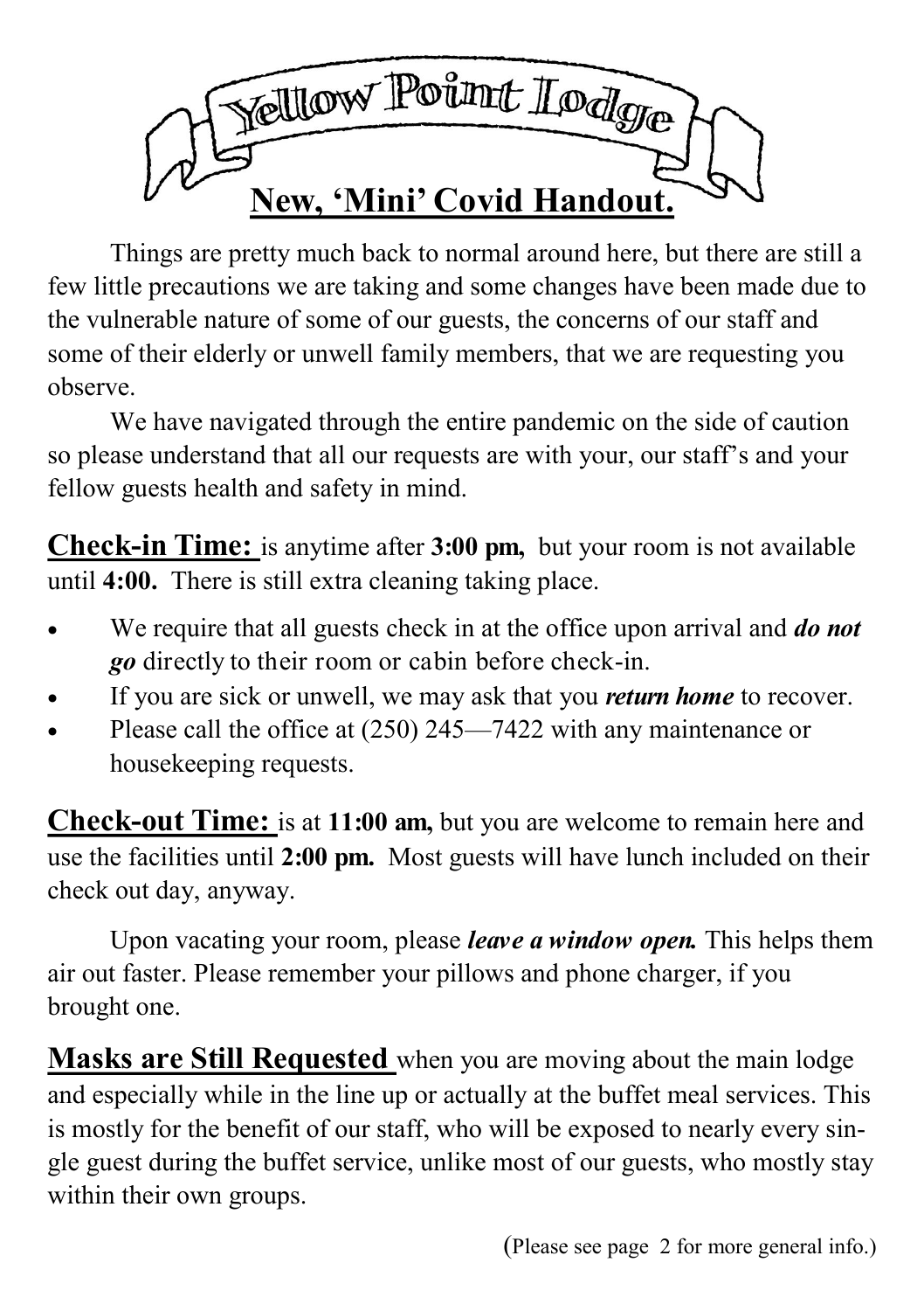# Yellow Point Lodge

## New, 'Mini' Covid Handout.

Things are pretty much back to normal around here, but there are still a few little precautions we are taking and some changes have been made due to the vulnerable nature of some of our guests, the concerns of our staff and some of their elderly or unwell family members, that we are requesting you observe.

We have navigated through the entire pandemic on the side of caution so please understand that all our requests are with your, our staff's and your fellow guests health and safety in mind.

**Check-in Time:** is anytime after **3:00 pm,** but your room is not available until **4:00.** There is still extra cleaning taking place.

- We require that all guests check in at the office upon arrival and ***do not go*** directly to their room or cabin before check-in.
- If you are sick or unwell, we may ask that you ***return home*** to recover.
- Please call the office at (250) 245—7422 with any maintenance or housekeeping requests.

**Check-out Time:** is at **11:00 am,** but you are welcome to remain here and use the facilities until **2:00 pm.** Most guests will have lunch included on their check out day, anyway.

Upon vacating your room, please ***leave a window open.*** This helps them air out faster. Please remember your pillows and phone charger, if you brought one.

**Masks are Still Requested** when you are moving about the main lodge and especially while in the line up or actually at the buffet meal services. This is mostly for the benefit of our staff, who will be exposed to nearly every single guest during the buffet service, unlike most of our guests, who mostly stay within their own groups.

(Please see page 2 for more general info.)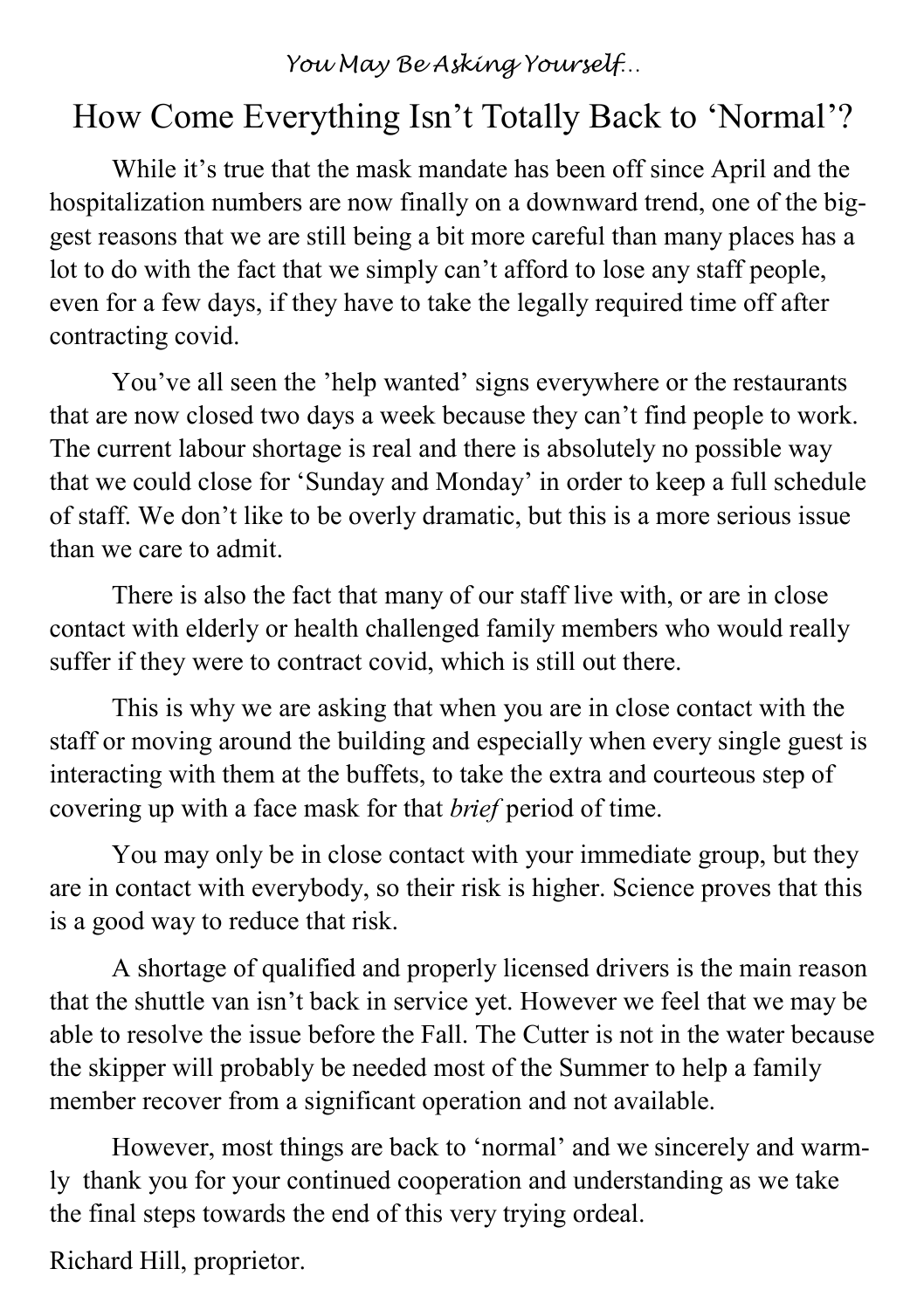*You May Be Asking Yourself…*

# How Come Everything Isn't Totally Back to 'Normal'?

While it's true that the mask mandate has been off since April and the hospitalization numbers are now finally on a downward trend, one of the biggest reasons that we are still being a bit more careful than many places has a lot to do with the fact that we simply can't afford to lose any staff people, even for a few days, if they have to take the legally required time off after contracting covid.

You've all seen the 'help wanted' signs everywhere or the restaurants that are now closed two days a week because they can't find people to work. The current labour shortage is real and there is absolutely no possible way that we could close for 'Sunday and Monday' in order to keep a full schedule of staff. We don't like to be overly dramatic, but this is a more serious issue than we care to admit.

There is also the fact that many of our staff live with, or are in close contact with elderly or health challenged family members who would really suffer if they were to contract covid, which is still out there.

This is why we are asking that when you are in close contact with the staff or moving around the building and especially when every single guest is interacting with them at the buffets, to take the extra and courteous step of covering up with a face mask for that *brief* period of time.

You may only be in close contact with your immediate group, but they are in contact with everybody, so their risk is higher. Science proves that this is a good way to reduce that risk.

A shortage of qualified and properly licensed drivers is the main reason that the shuttle van isn't back in service yet. However we feel that we may be able to resolve the issue before the Fall. The Cutter is not in the water because the skipper will probably be needed most of the Summer to help a family member recover from a significant operation and not available.

However, most things are back to 'normal' and we sincerely and warmly thank you for your continued cooperation and understanding as we take the final steps towards the end of this very trying ordeal.

Richard Hill, proprietor.